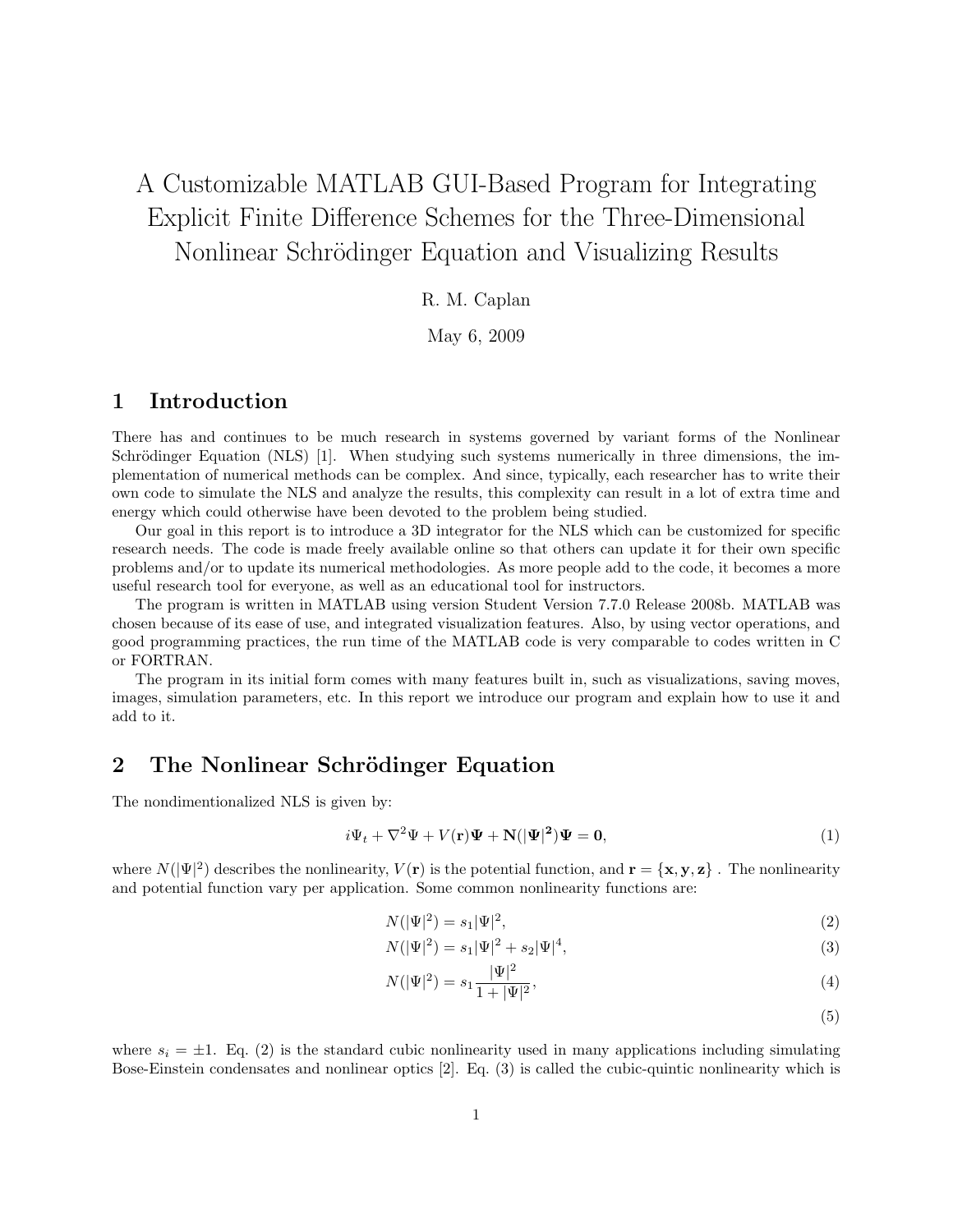# A Customizable MATLAB GUI-Based Program for Integrating Explicit Finite Difference Schemes for the Three-Dimensional Nonlinear Schrödinger Equation and Visualizing Results

R. M. Caplan

May 6, 2009

## 1 Introduction

There has and continues to be much research in systems governed by variant forms of the Nonlinear Schrödinger Equation (NLS) [1]. When studying such systems numerically in three dimensions, the implementation of numerical methods can be complex. And since, typically, each researcher has to write their own code to simulate the NLS and analyze the results, this complexity can result in a lot of extra time and energy which could otherwise have been devoted to the problem being studied.

Our goal in this report is to introduce a 3D integrator for the NLS which can be customized for specific research needs. The code is made freely available online so that others can update it for their own specific problems and/or to update its numerical methodologies. As more people add to the code, it becomes a more useful research tool for everyone, as well as an educational tool for instructors.

The program is written in MATLAB using version Student Version 7.7.0 Release 2008b. MATLAB was chosen because of its ease of use, and integrated visualization features. Also, by using vector operations, and good programming practices, the run time of the MATLAB code is very comparable to codes written in C or FORTRAN.

The program in its initial form comes with many features built in, such as visualizations, saving moves, images, simulation parameters, etc. In this report we introduce our program and explain how to use it and add to it.

## 2 The Nonlinear Schrödinger Equation

The nondimentionalized NLS is given by:

$$i\Psi_t + \nabla^2\Psi + V(\mathbf{r})\boldsymbol{\Psi} + \mathbf{N}(|\boldsymbol{\Psi}|^{\mathbf{2}})\boldsymbol{\Psi} = \mathbf{0}, \tag{1}$$

where $N(|\Psi|^2)$ describes the nonlinearity, $V(\mathbf{r})$ is the potential function, and $\mathbf{r} = \{\mathbf{x}, \mathbf{y}, \mathbf{z}\}$ . The nonlinearity and potential function vary per application. Some common nonlinearity functions are:

$$N(|\Psi|^2) = s_1|\Psi|^2, \tag{2}$$

$$N(|\Psi|^2) = s_1|\Psi|^2 + s_2|\Psi|^4, \tag{3}$$

$$N(|\Psi|^2) = s_1\frac{|\Psi|^2}{1 + |\Psi|^2}, \tag{4}$$

$$\tag{5}$$

where $s_i = \pm 1$. Eq. (2) is the standard cubic nonlinearity used in many applications including simulating Bose-Einstein condensates and nonlinear optics [2]. Eq. (3) is called the cubic-quintic nonlinearity which is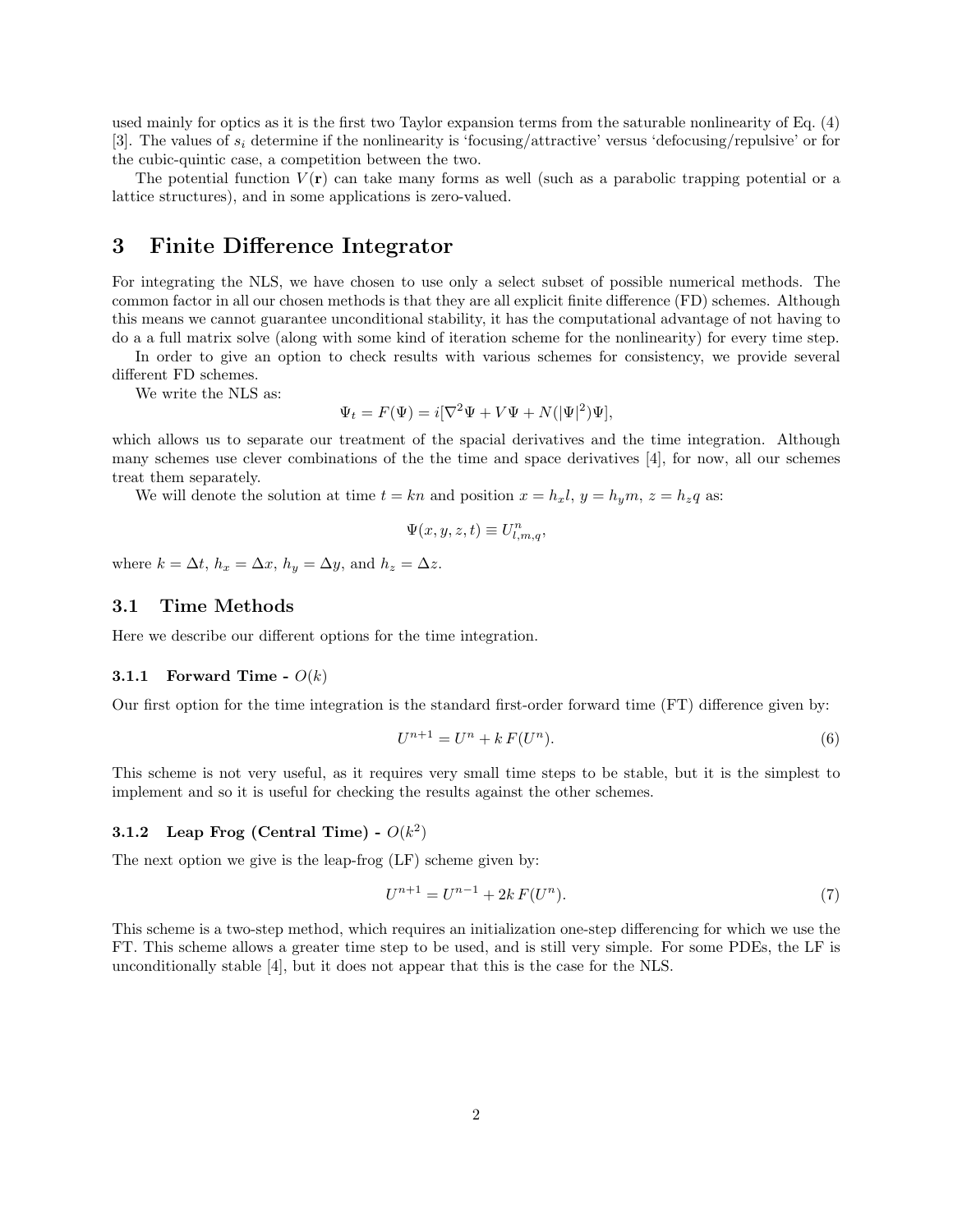used mainly for optics as it is the first two Taylor expansion terms from the saturable nonlinearity of Eq. (4) [3]. The values of $s_i$ determine if the nonlinearity is 'focusing/attractive' versus 'defocusing/repulsive' or for the cubic-quintic case, a competition between the two.

The potential function $V(\mathbf{r})$ can take many forms as well (such as a parabolic trapping potential or a lattice structures), and in some applications is zero-valued.

## 3 Finite Difference Integrator

For integrating the NLS, we have chosen to use only a select subset of possible numerical methods. The common factor in all our chosen methods is that they are all explicit finite difference (FD) schemes. Although this means we cannot guarantee unconditional stability, it has the computational advantage of not having to do a a full matrix solve (along with some kind of iteration scheme for the nonlinearity) for every time step.

In order to give an option to check results with various schemes for consistency, we provide several different FD schemes.

We write the NLS as:

$$\Psi_t = F(\Psi) = i[\nabla^2\Psi + V\Psi + N(|\Psi|^2)\Psi],$$

which allows us to separate our treatment of the spacial derivatives and the time integration. Although many schemes use clever combinations of the the time and space derivatives [4], for now, all our schemes treat them separately.

We will denote the solution at time $t = kn$ and position $x = h_x l$, $y = h_y m$, $z = h_z q$ as:

$$\Psi(x, y, z, t) \equiv U^n_{l,m,q},$$

where $k = \Delta t$, $h_x = \Delta x$, $h_y = \Delta y$, and $h_z = \Delta z$.

### 3.1 Time Methods

Here we describe our different options for the time integration.

#### 3.1.1 Forward Time - $O(k)$

Our first option for the time integration is the standard first-order forward time (FT) difference given by:

$$U^{n+1} = U^n + k\, F(U^n). \tag{6}$$

This scheme is not very useful, as it requires very small time steps to be stable, but it is the simplest to implement and so it is useful for checking the results against the other schemes.

#### 3.1.2 Leap Frog (Central Time) - $O(k^2)$

The next option we give is the leap-frog (LF) scheme given by:

$$U^{n+1} = U^{n-1} + 2k\, F(U^n). \tag{7}$$

This scheme is a two-step method, which requires an initialization one-step differencing for which we use the FT. This scheme allows a greater time step to be used, and is still very simple. For some PDEs, the LF is unconditionally stable [4], but it does not appear that this is the case for the NLS.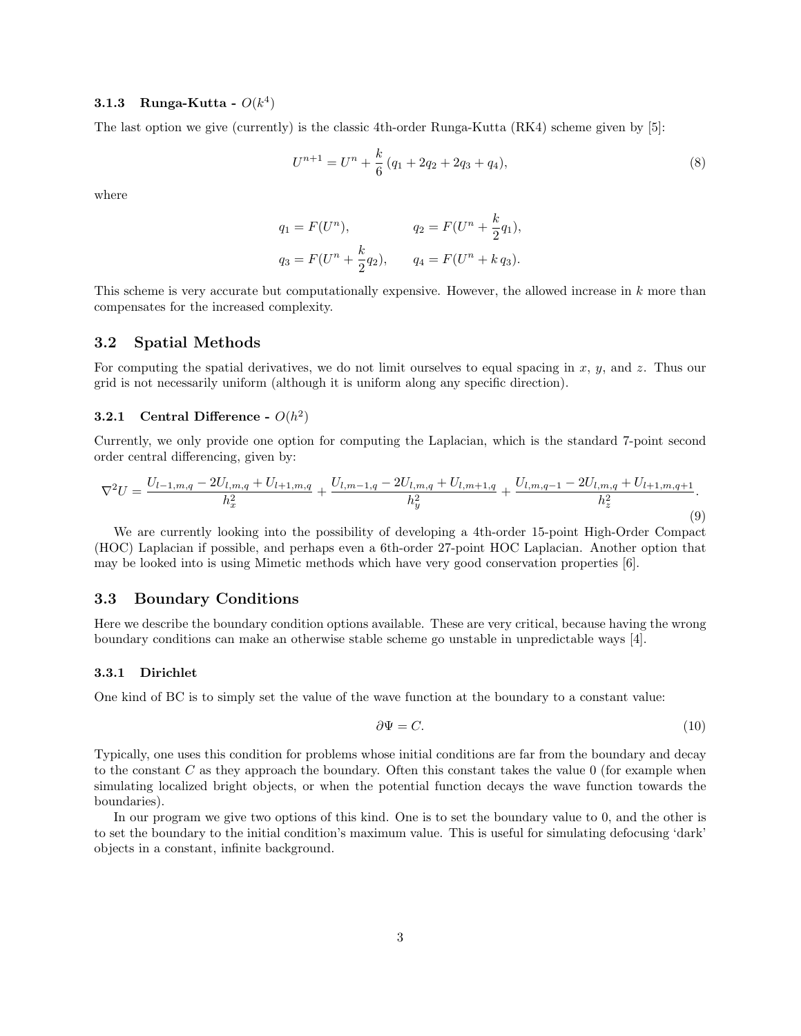### 3.1.3 Runga-Kutta - $O(k^4)$

The last option we give (currently) is the classic 4th-order Runga-Kutta (RK4) scheme given by [5]:

$$U^{n+1} = U^n + \frac{k}{6}\left(q_1 + 2q_2 + 2q_3 + q_4\right), \tag{8}$$

where

$$q_1 = F(U^n), \qquad q_2 = F(U^n + \frac{k}{2}q_1),$$
$$q_3 = F(U^n + \frac{k}{2}q_2), \qquad q_4 = F(U^n + k\, q_3).$$

This scheme is very accurate but computationally expensive. However, the allowed increase in $k$ more than compensates for the increased complexity.

## 3.2 Spatial Methods

For computing the spatial derivatives, we do not limit ourselves to equal spacing in $x$, $y$, and $z$. Thus our grid is not necessarily uniform (although it is uniform along any specific direction).

### 3.2.1 Central Difference - $O(h^2)$

Currently, we only provide one option for computing the Laplacian, which is the standard 7-point second order central differencing, given by:

$$\nabla^2 U = \frac{U_{l-1,m,q} - 2U_{l,m,q} + U_{l+1,m,q}}{h_x^2} + \frac{U_{l,m-1,q} - 2U_{l,m,q} + U_{l,m+1,q}}{h_y^2} + \frac{U_{l,m,q-1} - 2U_{l,m,q} + U_{l+1,m,q+1}}{h_z^2}. \tag{9}$$

We are currently looking into the possibility of developing a 4th-order 15-point High-Order Compact (HOC) Laplacian if possible, and perhaps even a 6th-order 27-point HOC Laplacian. Another option that may be looked into is using Mimetic methods which have very good conservation properties [6].

## 3.3 Boundary Conditions

Here we describe the boundary condition options available. These are very critical, because having the wrong boundary conditions can make an otherwise stable scheme go unstable in unpredictable ways [4].

### 3.3.1 Dirichlet

One kind of BC is to simply set the value of the wave function at the boundary to a constant value:

$$\partial\Psi = C. \tag{10}$$

Typically, one uses this condition for problems whose initial conditions are far from the boundary and decay to the constant $C$ as they approach the boundary. Often this constant takes the value 0 (for example when simulating localized bright objects, or when the potential function decays the wave function towards the boundaries).

In our program we give two options of this kind. One is to set the boundary value to 0, and the other is to set the boundary to the initial condition's maximum value. This is useful for simulating defocusing 'dark' objects in a constant, infinite background.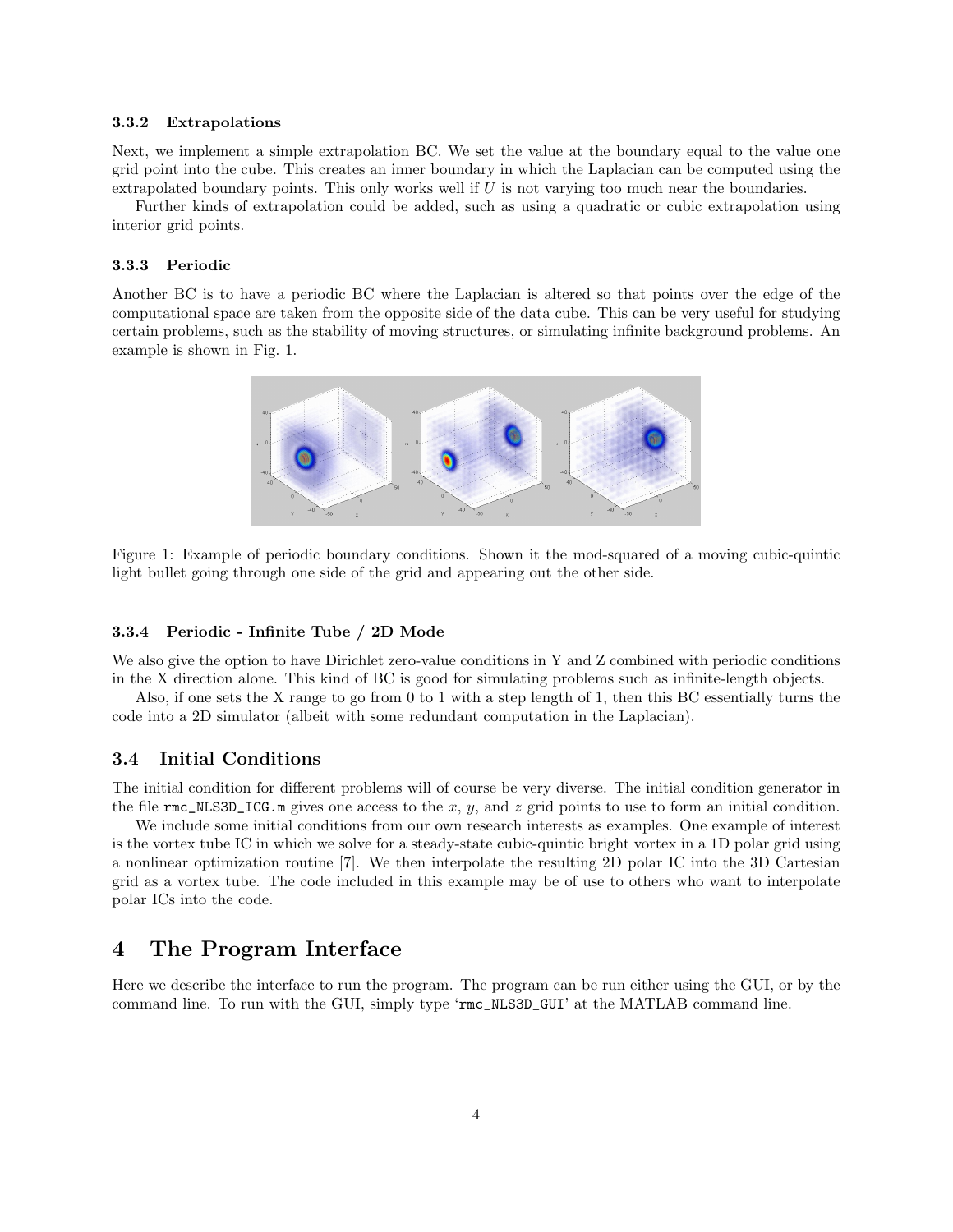### 3.3.2 Extrapolations

Next, we implement a simple extrapolation BC. We set the value at the boundary equal to the value one grid point into the cube. This creates an inner boundary in which the Laplacian can be computed using the extrapolated boundary points. This only works well if $U$ is not varying too much near the boundaries.

Further kinds of extrapolation could be added, such as using a quadratic or cubic extrapolation using interior grid points.

### 3.3.3 Periodic

Another BC is to have a periodic BC where the Laplacian is altered so that points over the edge of the computational space are taken from the opposite side of the data cube. This can be very useful for studying certain problems, such as the stability of moving structures, or simulating infinite background problems. An example is shown in Fig. 1.

Figure 1: Example of periodic boundary conditions. Shown it the mod-squared of a moving cubic-quintic light bullet going through one side of the grid and appearing out the other side.

### 3.3.4 Periodic - Infinite Tube / 2D Mode

We also give the option to have Dirichlet zero-value conditions in Y and Z combined with periodic conditions in the X direction alone. This kind of BC is good for simulating problems such as infinite-length objects.

Also, if one sets the X range to go from 0 to 1 with a step length of 1, then this BC essentially turns the code into a 2D simulator (albeit with some redundant computation in the Laplacian).

## 3.4 Initial Conditions

The initial condition for different problems will of course be very diverse. The initial condition generator in the file `rmc_NLS3D_ICG.m` gives one access to the $x$, $y$, and $z$ grid points to use to form an initial condition.

We include some initial conditions from our own research interests as examples. One example of interest is the vortex tube IC in which we solve for a steady-state cubic-quintic bright vortex in a 1D polar grid using a nonlinear optimization routine [7]. We then interpolate the resulting 2D polar IC into the 3D Cartesian grid as a vortex tube. The code included in this example may be of use to others who want to interpolate polar ICs into the code.

# 4 The Program Interface

Here we describe the interface to run the program. The program can be run either using the GUI, or by the command line. To run with the GUI, simply type '`rmc_NLS3D_GUI`' at the MATLAB command line.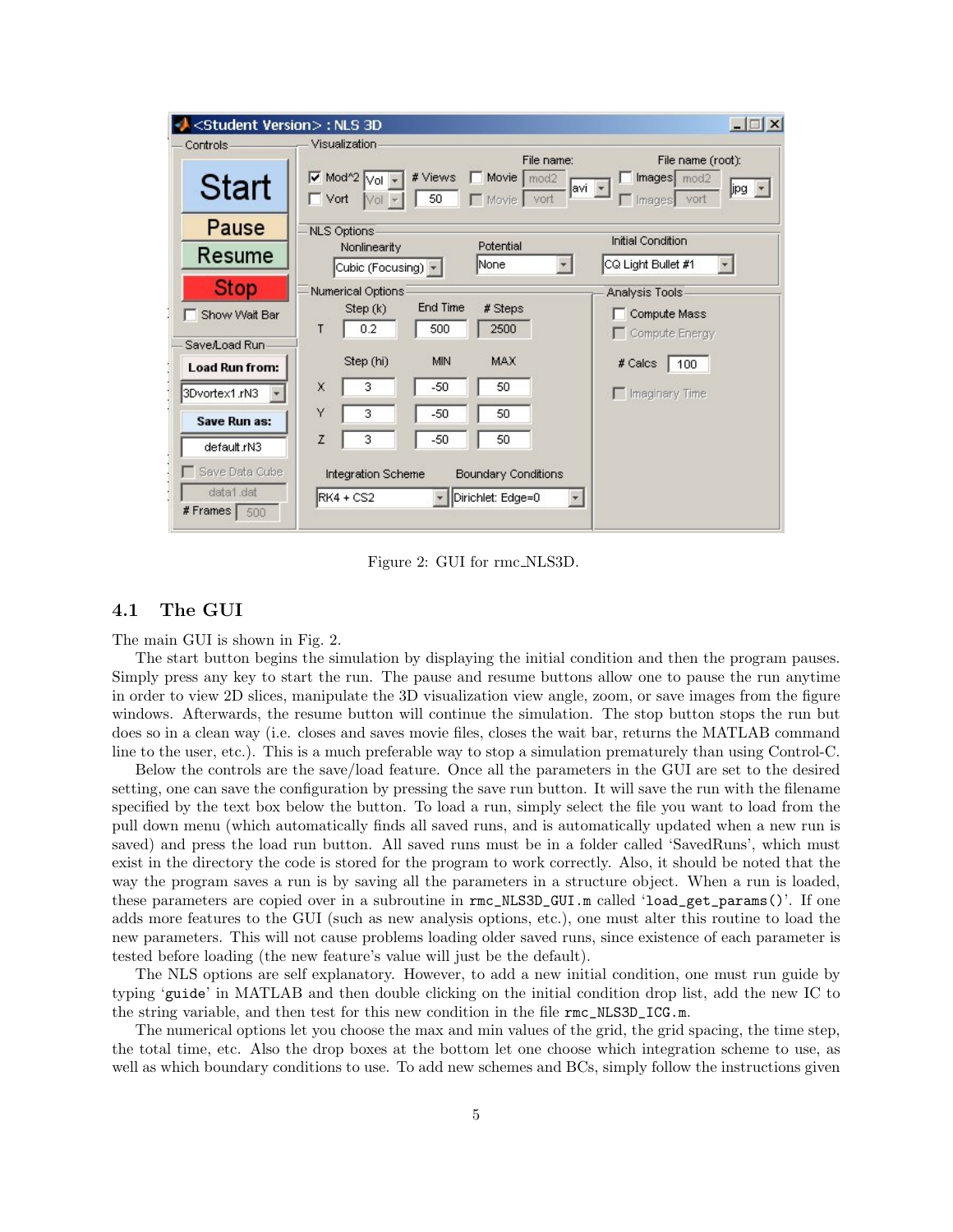Figure 2: GUI for rmc_NLS3D.

## 4.1 The GUI

The main GUI is shown in Fig. 2.

The start button begins the simulation by displaying the initial condition and then the program pauses. Simply press any key to start the run. The pause and resume buttons allow one to pause the run anytime in order to view 2D slices, manipulate the 3D visualization view angle, zoom, or save images from the figure windows. Afterwards, the resume button will continue the simulation. The stop button stops the run but does so in a clean way (i.e. closes and saves movie files, closes the wait bar, returns the MATLAB command line to the user, etc.). This is a much preferable way to stop a simulation prematurely than using Control-C.

Below the controls are the save/load feature. Once all the parameters in the GUI are set to the desired setting, one can save the configuration by pressing the save run button. It will save the run with the filename specified by the text box below the button. To load a run, simply select the file you want to load from the pull down menu (which automatically finds all saved runs, and is automatically updated when a new run is saved) and press the load run button. All saved runs must be in a folder called 'SavedRuns', which must exist in the directory the code is stored for the program to work correctly. Also, it should be noted that the way the program saves a run is by saving all the parameters in a structure object. When a run is loaded, these parameters are copied over in a subroutine in `rmc_NLS3D_GUI.m` called '`load_get_params()`'. If one adds more features to the GUI (such as new analysis options, etc.), one must alter this routine to load the new parameters. This will not cause problems loading older saved runs, since existence of each parameter is tested before loading (the new feature's value will just be the default).

The NLS options are self explanatory. However, to add a new initial condition, one must run guide by typing '`guide`' in MATLAB and then double clicking on the initial condition drop list, add the new IC to the string variable, and then test for this new condition in the file `rmc_NLS3D_ICG.m`.

The numerical options let you choose the max and min values of the grid, the grid spacing, the time step, the total time, etc. Also the drop boxes at the bottom let one choose which integration scheme to use, as well as which boundary conditions to use. To add new schemes and BCs, simply follow the instructions given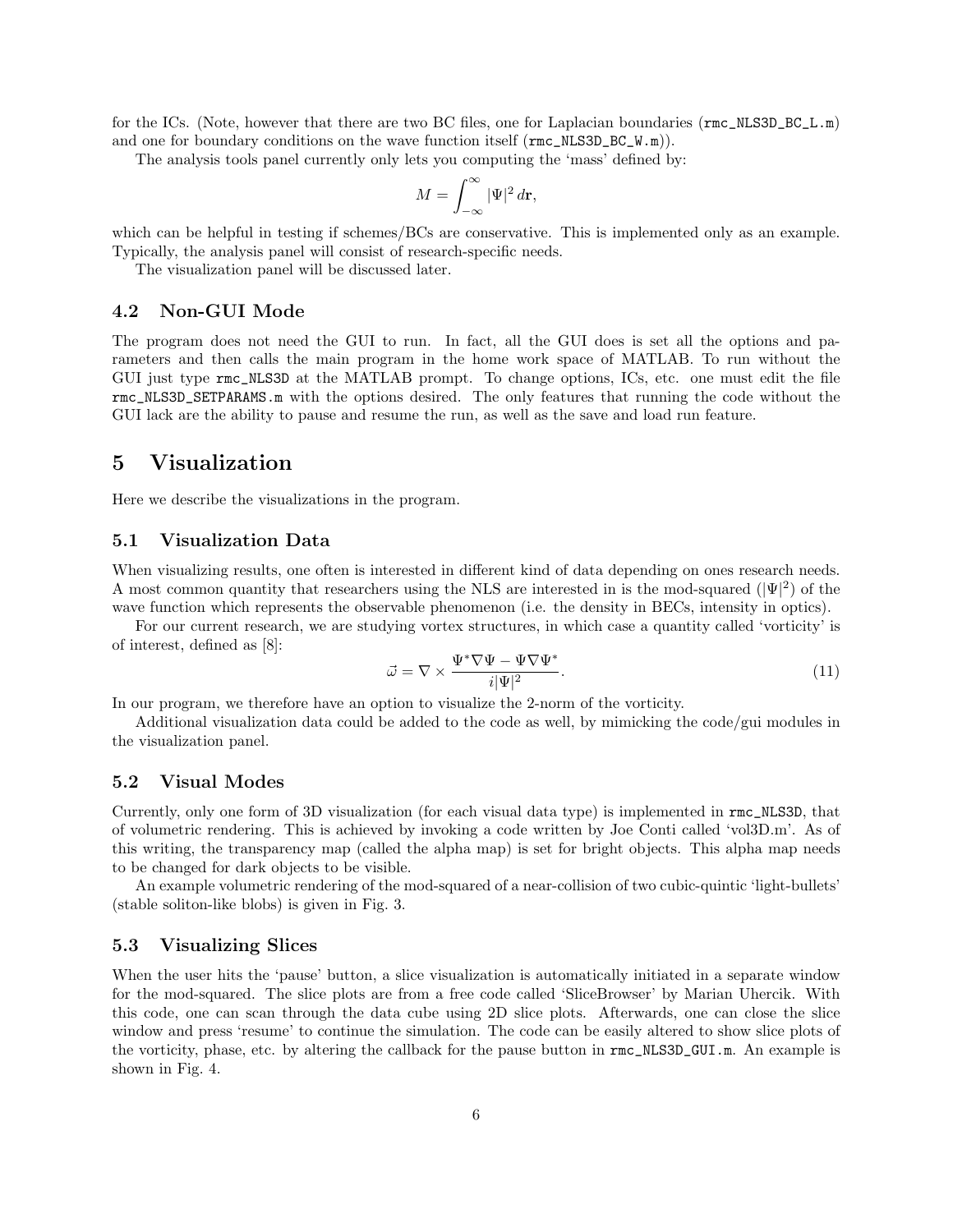for the ICs. (Note, however that there are two BC files, one for Laplacian boundaries (rmc_NLS3D_BC_L.m) and one for boundary conditions on the wave function itself (rmc_NLS3D_BC_W.m)).

The analysis tools panel currently only lets you computing the 'mass' defined by:

$$M = \int_{-\infty}^{\infty} |\Psi|^2 \, d\mathbf{r},$$

which can be helpful in testing if schemes/BCs are conservative. This is implemented only as an example. Typically, the analysis panel will consist of research-specific needs.

The visualization panel will be discussed later.

### 4.2 Non-GUI Mode

The program does not need the GUI to run. In fact, all the GUI does is set all the options and parameters and then calls the main program in the home work space of MATLAB. To run without the GUI just type rmc_NLS3D at the MATLAB prompt. To change options, ICs, etc. one must edit the file rmc_NLS3D_SETPARAMS.m with the options desired. The only features that running the code without the GUI lack are the ability to pause and resume the run, as well as the save and load run feature.

## 5 Visualization

Here we describe the visualizations in the program.

### 5.1 Visualization Data

When visualizing results, one often is interested in different kind of data depending on ones research needs. A most common quantity that researchers using the NLS are interested in is the mod-squared ($|\Psi|^2$) of the wave function which represents the observable phenomenon (i.e. the density in BECs, intensity in optics).

For our current research, we are studying vortex structures, in which case a quantity called 'vorticity' is of interest, defined as [8]:

$$\vec{\omega} = \nabla \times \frac{\Psi^* \nabla \Psi - \Psi \nabla \Psi^*}{i|\Psi|^2}. \tag{11}$$

In our program, we therefore have an option to visualize the 2-norm of the vorticity.

Additional visualization data could be added to the code as well, by mimicking the code/gui modules in the visualization panel.

### 5.2 Visual Modes

Currently, only one form of 3D visualization (for each visual data type) is implemented in rmc_NLS3D, that of volumetric rendering. This is achieved by invoking a code written by Joe Conti called 'vol3D.m'. As of this writing, the transparency map (called the alpha map) is set for bright objects. This alpha map needs to be changed for dark objects to be visible.

An example volumetric rendering of the mod-squared of a near-collision of two cubic-quintic 'light-bullets' (stable soliton-like blobs) is given in Fig. 3.

### 5.3 Visualizing Slices

When the user hits the 'pause' button, a slice visualization is automatically initiated in a separate window for the mod-squared. The slice plots are from a free code called 'SliceBrowser' by Marian Uhercik. With this code, one can scan through the data cube using 2D slice plots. Afterwards, one can close the slice window and press 'resume' to continue the simulation. The code can be easily altered to show slice plots of the vorticity, phase, etc. by altering the callback for the pause button in rmc_NLS3D_GUI.m. An example is shown in Fig. 4.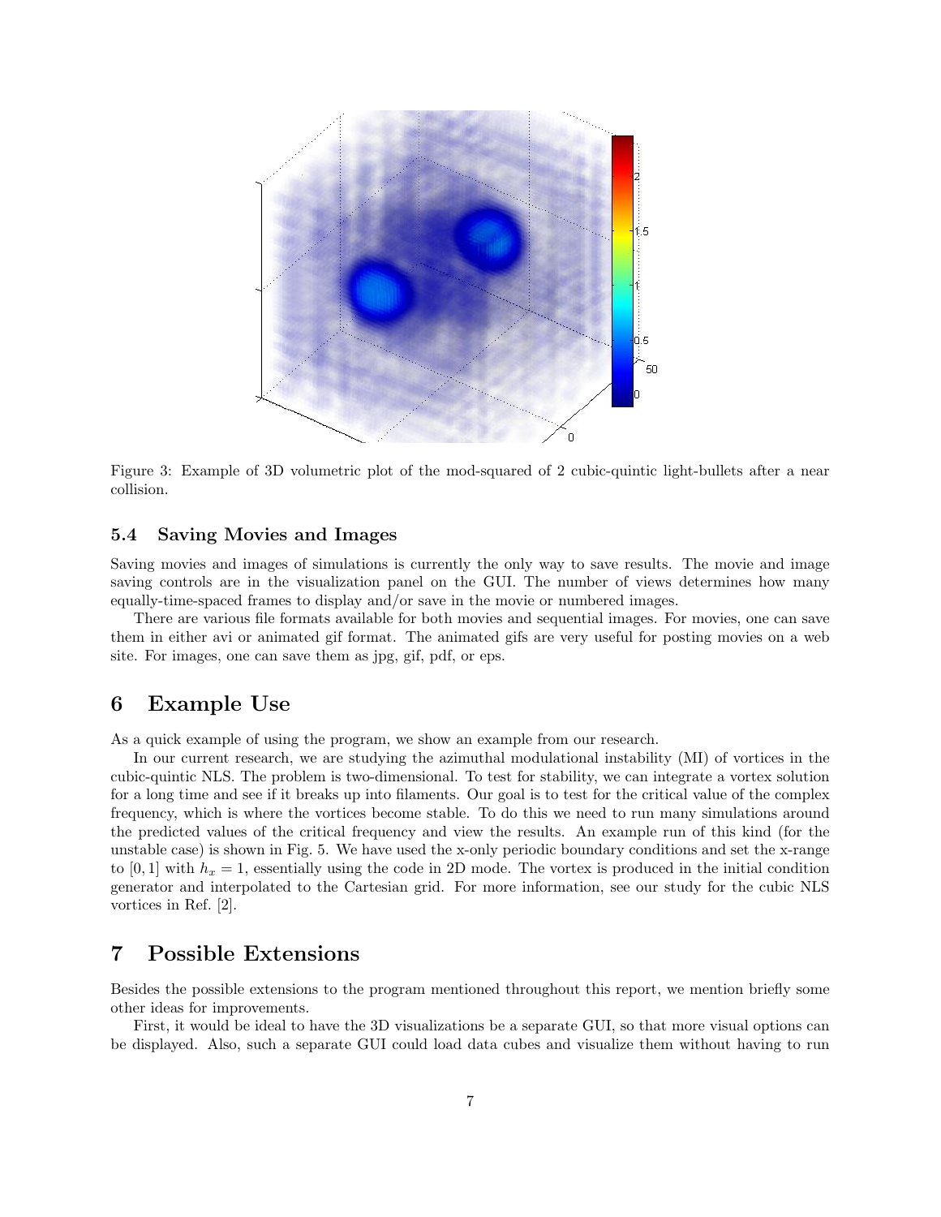2

1.5

1

0.5

50

0

0

Figure 3: Example of 3D volumetric plot of the mod-squared of 2 cubic-quintic light-bullets after a near collision.

### 5.4 Saving Movies and Images

Saving movies and images of simulations is currently the only way to save results. The movie and image saving controls are in the visualization panel on the GUI. The number of views determines how many equally-time-spaced frames to display and/or save in the movie or numbered images.

There are various file formats available for both movies and sequential images. For movies, one can save them in either avi or animated gif format. The animated gifs are very useful for posting movies on a web site. For images, one can save them as jpg, gif, pdf, or eps.

## 6 Example Use

As a quick example of using the program, we show an example from our research.

In our current research, we are studying the azimuthal modulational instability (MI) of vortices in the cubic-quintic NLS. The problem is two-dimensional. To test for stability, we can integrate a vortex solution for a long time and see if it breaks up into filaments. Our goal is to test for the critical value of the complex frequency, which is where the vortices become stable. To do this we need to run many simulations around the predicted values of the critical frequency and view the results. An example run of this kind (for the unstable case) is shown in Fig. 5. We have used the x-only periodic boundary conditions and set the x-range to $[0, 1]$ with $h_x = 1$, essentially using the code in 2D mode. The vortex is produced in the initial condition generator and interpolated to the Cartesian grid. For more information, see our study for the cubic NLS vortices in Ref. [2].

## 7 Possible Extensions

Besides the possible extensions to the program mentioned throughout this report, we mention briefly some other ideas for improvements.

First, it would be ideal to have the 3D visualizations be a separate GUI, so that more visual options can be displayed. Also, such a separate GUI could load data cubes and visualize them without having to run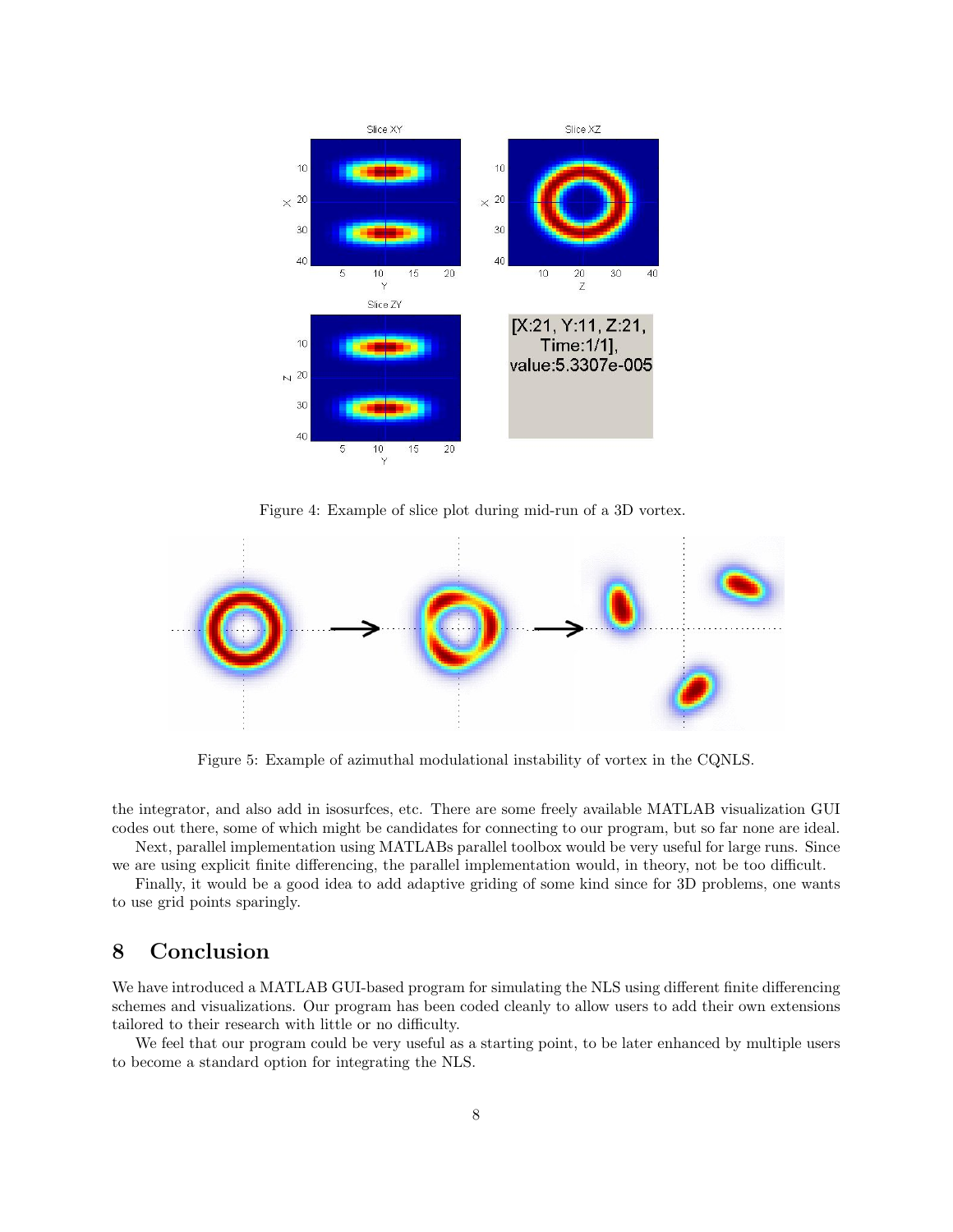Slice XY

10
20
30
40
X
5 10 15 20
Y

Slice XZ

10
20
30
40
X
10 20 30 40
Z

Slice ZY

10
20
30
40
Z
5 10 15 20
Y

[X:21, Y:11, Z:21, Time:1/1], value:5.3307e-005

Figure 4: Example of slice plot during mid-run of a 3D vortex.

Figure 5: Example of azimuthal modulational instability of vortex in the CQNLS.

the integrator, and also add in isosurfces, etc. There are some freely available MATLAB visualization GUI codes out there, some of which might be candidates for connecting to our program, but so far none are ideal.

Next, parallel implementation using MATLABs parallel toolbox would be very useful for large runs. Since we are using explicit finite differencing, the parallel implementation would, in theory, not be too difficult.

Finally, it would be a good idea to add adaptive griding of some kind since for 3D problems, one wants to use grid points sparingly.

## 8 Conclusion

We have introduced a MATLAB GUI-based program for simulating the NLS using different finite differencing schemes and visualizations. Our program has been coded cleanly to allow users to add their own extensions tailored to their research with little or no difficulty.

We feel that our program could be very useful as a starting point, to be later enhanced by multiple users to become a standard option for integrating the NLS.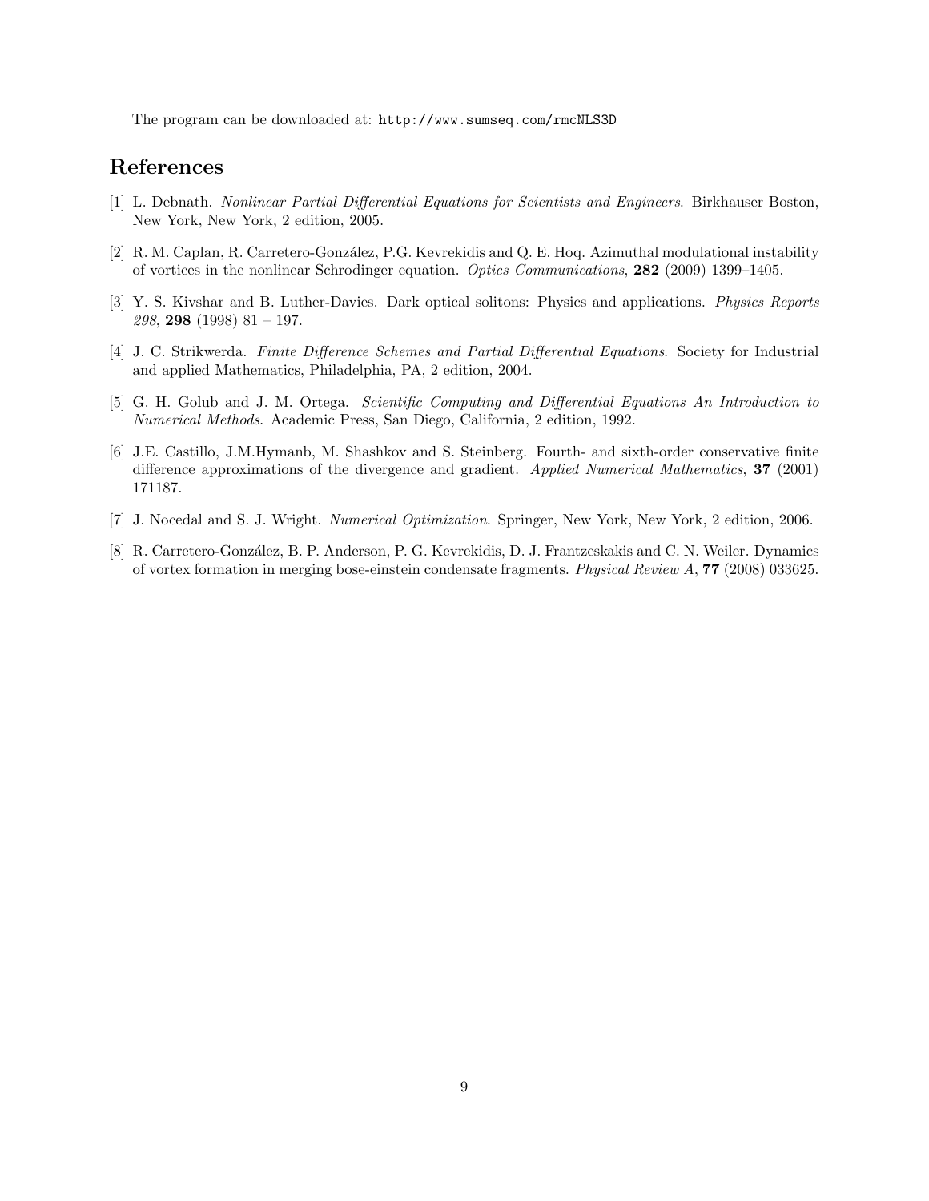The program can be downloaded at: `http://www.sumseq.com/rmcNLS3D`

## References

[1] L. Debnath. *Nonlinear Partial Differential Equations for Scientists and Engineers*. Birkhauser Boston, New York, New York, 2 edition, 2005.

[2] R. M. Caplan, R. Carretero-González, P.G. Kevrekidis and Q. E. Hoq. Azimuthal modulational instability of vortices in the nonlinear Schrodinger equation. *Optics Communications*, **282** (2009) 1399–1405.

[3] Y. S. Kivshar and B. Luther-Davies. Dark optical solitons: Physics and applications. *Physics Reports 298*, **298** (1998) 81 – 197.

[4] J. C. Strikwerda. *Finite Difference Schemes and Partial Differential Equations*. Society for Industrial and applied Mathematics, Philadelphia, PA, 2 edition, 2004.

[5] G. H. Golub and J. M. Ortega. *Scientific Computing and Differential Equations An Introduction to Numerical Methods*. Academic Press, San Diego, California, 2 edition, 1992.

[6] J.E. Castillo, J.M.Hymanb, M. Shashkov and S. Steinberg. Fourth- and sixth-order conservative finite difference approximations of the divergence and gradient. *Applied Numerical Mathematics*, **37** (2001) 171187.

[7] J. Nocedal and S. J. Wright. *Numerical Optimization*. Springer, New York, New York, 2 edition, 2006.

[8] R. Carretero-González, B. P. Anderson, P. G. Kevrekidis, D. J. Frantzeskakis and C. N. Weiler. Dynamics of vortex formation in merging bose-einstein condensate fragments. *Physical Review A*, **77** (2008) 033625.